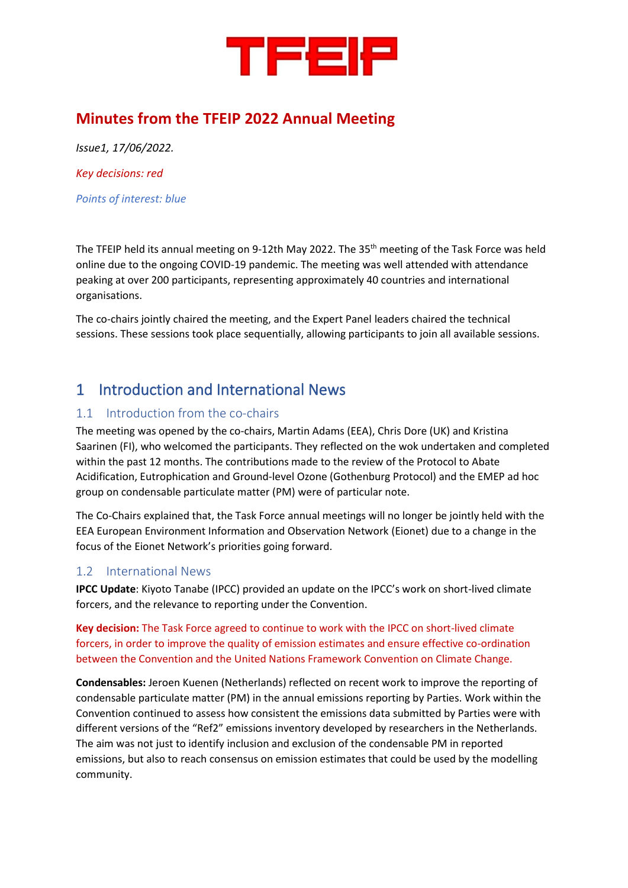# TFEIP

# Minutes from the TFEIP 2022 Annual Meeting

*Issue1, 17/06/2022.*

*Key decisions: red*

*Points of interest: blue*

The TFEIP held its annual meeting on 9-12th May 2022. The 35th meeting of the Task Force was held online due to the ongoing COVID-19 pandemic. The meeting was well attended with attendance peaking at over 200 participants, representing approximately 40 countries and international organisations.

The co-chairs jointly chaired the meeting, and the Expert Panel leaders chaired the technical sessions. These sessions took place sequentially, allowing participants to join all available sessions.

## 1 Introduction and International News

### 1.1 Introduction from the co-chairs

The meeting was opened by the co-chairs, Martin Adams (EEA), Chris Dore (UK) and Kristina Saarinen (FI), who welcomed the participants. They reflected on the wok undertaken and completed within the past 12 months. The contributions made to the review of the Protocol to Abate Acidification, Eutrophication and Ground-level Ozone (Gothenburg Protocol) and the EMEP ad hoc group on condensable particulate matter (PM) were of particular note.

The Co-Chairs explained that, the Task Force annual meetings will no longer be jointly held with the EEA European Environment Information and Observation Network (Eionet) due to a change in the focus of the Eionet Network's priorities going forward.

### 1.2 International News

**IPCC Update**: Kiyoto Tanabe (IPCC) provided an update on the IPCC's work on short-lived climate forcers, and the relevance to reporting under the Convention.

**Key decision:** The Task Force agreed to continue to work with the IPCC on short-lived climate forcers, in order to improve the quality of emission estimates and ensure effective co-ordination between the Convention and the United Nations Framework Convention on Climate Change.

**Condensables:** Jeroen Kuenen (Netherlands) reflected on recent work to improve the reporting of condensable particulate matter (PM) in the annual emissions reporting by Parties. Work within the Convention continued to assess how consistent the emissions data submitted by Parties were with different versions of the "Ref2" emissions inventory developed by researchers in the Netherlands. The aim was not just to identify inclusion and exclusion of the condensable PM in reported emissions, but also to reach consensus on emission estimates that could be used by the modelling community.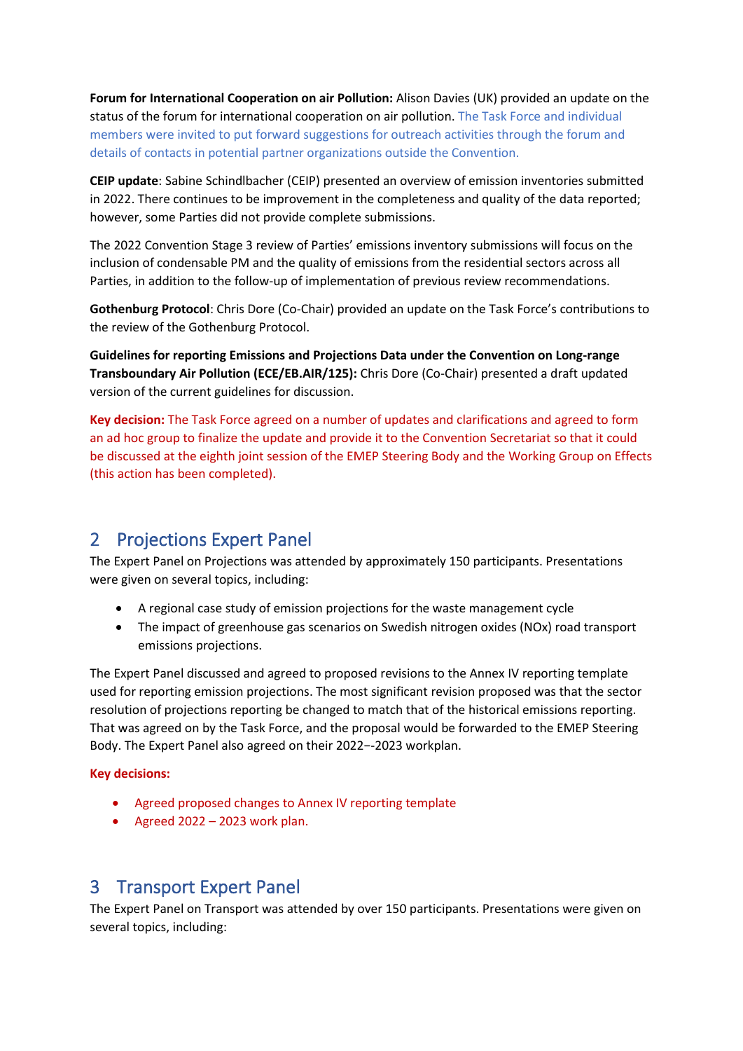**Forum for International Cooperation on air Pollution:** Alison Davies (UK) provided an update on the status of the forum for international cooperation on air pollution. The Task Force and individual members were invited to put forward suggestions for outreach activities through the forum and details of contacts in potential partner organizations outside the Convention.

**CEIP update**: Sabine Schindlbacher (CEIP) presented an overview of emission inventories submitted in 2022. There continues to be improvement in the completeness and quality of the data reported; however, some Parties did not provide complete submissions.

The 2022 Convention Stage 3 review of Parties' emissions inventory submissions will focus on the inclusion of condensable PM and the quality of emissions from the residential sectors across all Parties, in addition to the follow-up of implementation of previous review recommendations.

**Gothenburg Protocol**: Chris Dore (Co-Chair) provided an update on the Task Force's contributions to the review of the Gothenburg Protocol.

**Guidelines for reporting Emissions and Projections Data under the Convention on Long-range Transboundary Air Pollution (ECE/EB.AIR/125):** Chris Dore (Co-Chair) presented a draft updated version of the current guidelines for discussion.

**Key decision:** The Task Force agreed on a number of updates and clarifications and agreed to form an ad hoc group to finalize the update and provide it to the Convention Secretariat so that it could be discussed at the eighth joint session of the EMEP Steering Body and the Working Group on Effects (this action has been completed).

## 2 Projections Expert Panel

The Expert Panel on Projections was attended by approximately 150 participants. Presentations were given on several topics, including:

- A regional case study of emission projections for the waste management cycle
- The impact of greenhouse gas scenarios on Swedish nitrogen oxides (NOx) road transport emissions projections.

The Expert Panel discussed and agreed to proposed revisions to the Annex IV reporting template used for reporting emission projections. The most significant revision proposed was that the sector resolution of projections reporting be changed to match that of the historical emissions reporting. That was agreed on by the Task Force, and the proposal would be forwarded to the EMEP Steering Body. The Expert Panel also agreed on their 2022−-2023 workplan.

**Key decisions:**

- Agreed proposed changes to Annex IV reporting template
- Agreed 2022 – 2023 work plan.

## 3 Transport Expert Panel

The Expert Panel on Transport was attended by over 150 participants. Presentations were given on several topics, including: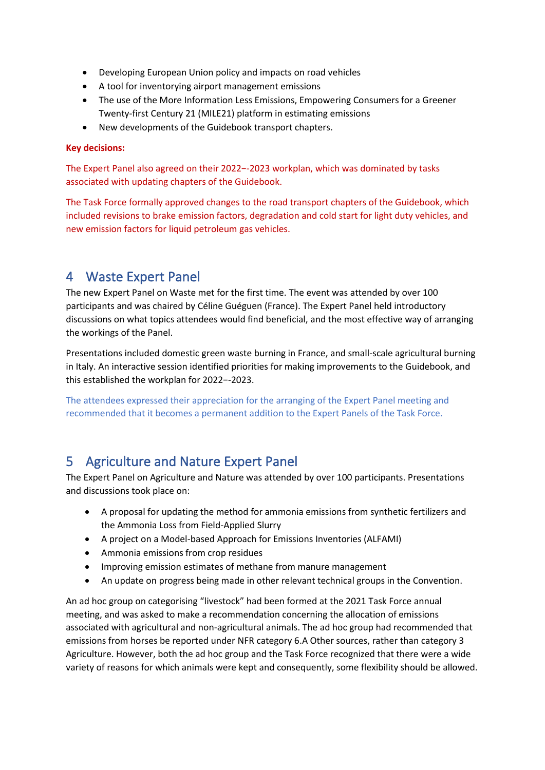- Developing European Union policy and impacts on road vehicles
- A tool for inventorying airport management emissions
- The use of the More Information Less Emissions, Empowering Consumers for a Greener Twenty-first Century 21 (MILE21) platform in estimating emissions
- New developments of the Guidebook transport chapters.

**Key decisions:**

The Expert Panel also agreed on their 2022–-2023 workplan, which was dominated by tasks associated with updating chapters of the Guidebook.

The Task Force formally approved changes to the road transport chapters of the Guidebook, which included revisions to brake emission factors, degradation and cold start for light duty vehicles, and new emission factors for liquid petroleum gas vehicles.

## 4 Waste Expert Panel

The new Expert Panel on Waste met for the first time. The event was attended by over 100 participants and was chaired by Céline Guéguen (France). The Expert Panel held introductory discussions on what topics attendees would find beneficial, and the most effective way of arranging the workings of the Panel.

Presentations included domestic green waste burning in France, and small-scale agricultural burning in Italy. An interactive session identified priorities for making improvements to the Guidebook, and this established the workplan for 2022–-2023.

The attendees expressed their appreciation for the arranging of the Expert Panel meeting and recommended that it becomes a permanent addition to the Expert Panels of the Task Force.

## 5 Agriculture and Nature Expert Panel

The Expert Panel on Agriculture and Nature was attended by over 100 participants. Presentations and discussions took place on:

- A proposal for updating the method for ammonia emissions from synthetic fertilizers and the Ammonia Loss from Field-Applied Slurry
- A project on a Model-based Approach for Emissions Inventories (ALFAMI)
- Ammonia emissions from crop residues
- Improving emission estimates of methane from manure management
- An update on progress being made in other relevant technical groups in the Convention.

An ad hoc group on categorising “livestock” had been formed at the 2021 Task Force annual meeting, and was asked to make a recommendation concerning the allocation of emissions associated with agricultural and non-agricultural animals. The ad hoc group had recommended that emissions from horses be reported under NFR category 6.A Other sources, rather than category 3 Agriculture. However, both the ad hoc group and the Task Force recognized that there were a wide variety of reasons for which animals were kept and consequently, some flexibility should be allowed.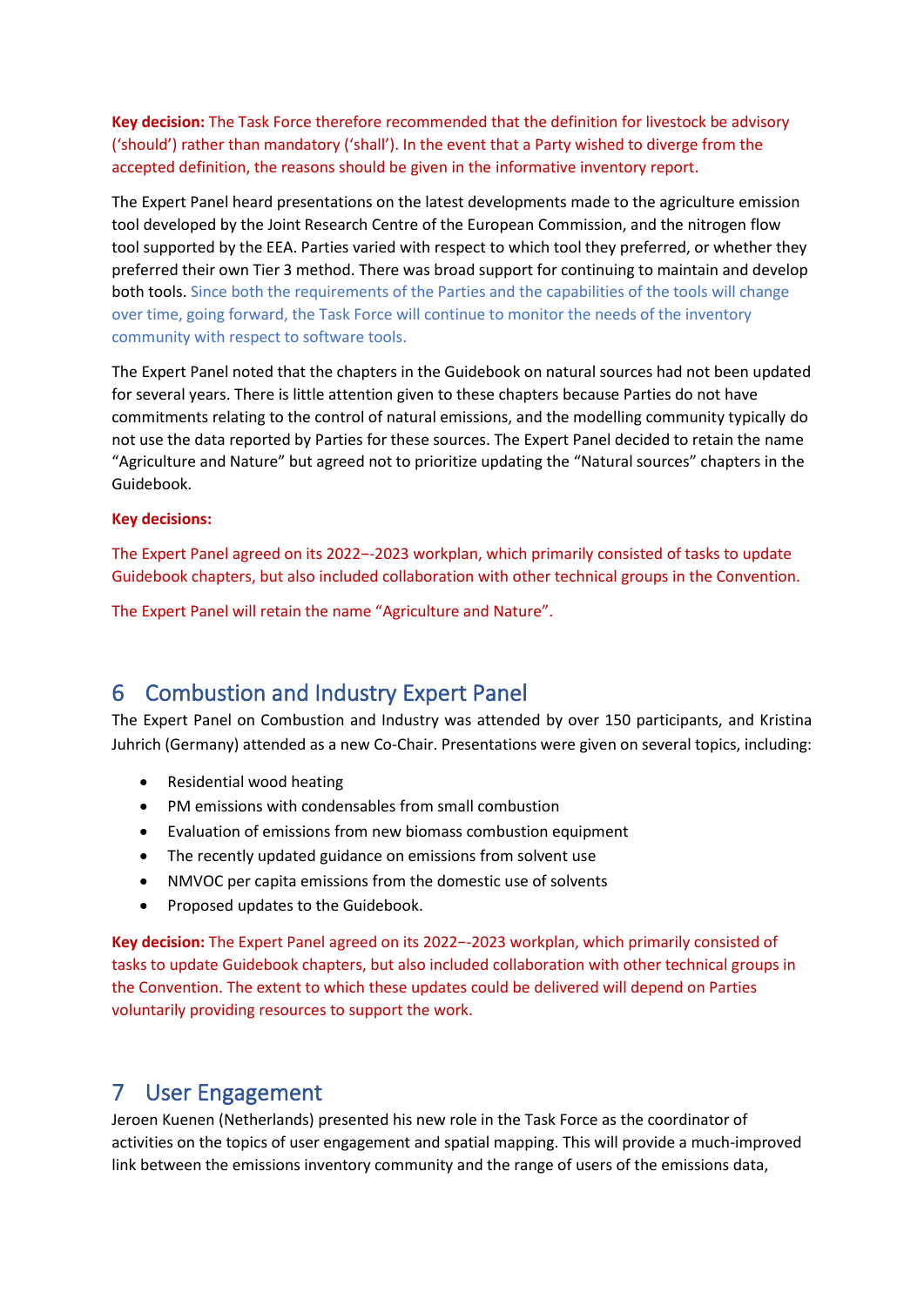**Key decision:** The Task Force therefore recommended that the definition for livestock be advisory ('should') rather than mandatory ('shall'). In the event that a Party wished to diverge from the accepted definition, the reasons should be given in the informative inventory report.

The Expert Panel heard presentations on the latest developments made to the agriculture emission tool developed by the Joint Research Centre of the European Commission, and the nitrogen flow tool supported by the EEA. Parties varied with respect to which tool they preferred, or whether they preferred their own Tier 3 method. There was broad support for continuing to maintain and develop both tools. Since both the requirements of the Parties and the capabilities of the tools will change over time, going forward, the Task Force will continue to monitor the needs of the inventory community with respect to software tools.

The Expert Panel noted that the chapters in the Guidebook on natural sources had not been updated for several years. There is little attention given to these chapters because Parties do not have commitments relating to the control of natural emissions, and the modelling community typically do not use the data reported by Parties for these sources. The Expert Panel decided to retain the name "Agriculture and Nature" but agreed not to prioritize updating the "Natural sources" chapters in the Guidebook.

**Key decisions:**

The Expert Panel agreed on its 2022−-2023 workplan, which primarily consisted of tasks to update Guidebook chapters, but also included collaboration with other technical groups in the Convention.

The Expert Panel will retain the name "Agriculture and Nature".

## 6 Combustion and Industry Expert Panel

The Expert Panel on Combustion and Industry was attended by over 150 participants, and Kristina Juhrich (Germany) attended as a new Co-Chair. Presentations were given on several topics, including:

- Residential wood heating
- PM emissions with condensables from small combustion
- Evaluation of emissions from new biomass combustion equipment
- The recently updated guidance on emissions from solvent use
- NMVOC per capita emissions from the domestic use of solvents
- Proposed updates to the Guidebook.

**Key decision:** The Expert Panel agreed on its 2022−-2023 workplan, which primarily consisted of tasks to update Guidebook chapters, but also included collaboration with other technical groups in the Convention. The extent to which these updates could be delivered will depend on Parties voluntarily providing resources to support the work.

## 7 User Engagement

Jeroen Kuenen (Netherlands) presented his new role in the Task Force as the coordinator of activities on the topics of user engagement and spatial mapping. This will provide a much-improved link between the emissions inventory community and the range of users of the emissions data,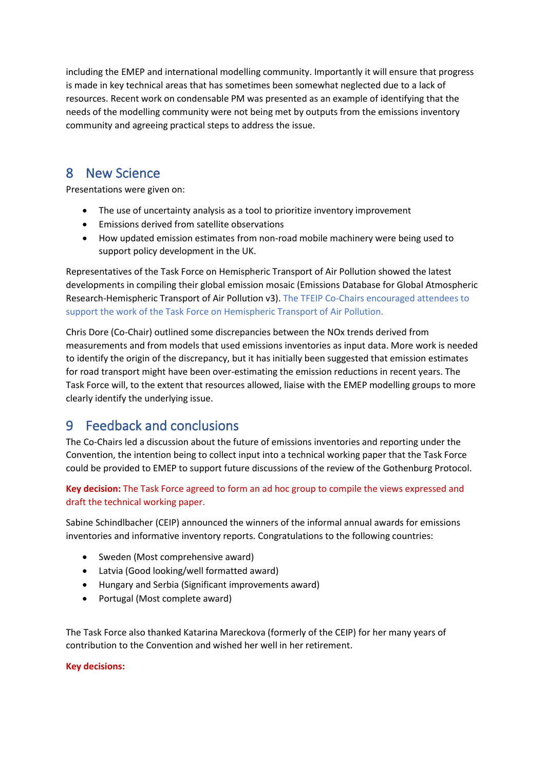including the EMEP and international modelling community. Importantly it will ensure that progress is made in key technical areas that has sometimes been somewhat neglected due to a lack of resources. Recent work on condensable PM was presented as an example of identifying that the needs of the modelling community were not being met by outputs from the emissions inventory community and agreeing practical steps to address the issue.

## 8 New Science

Presentations were given on:

- The use of uncertainty analysis as a tool to prioritize inventory improvement
- Emissions derived from satellite observations
- How updated emission estimates from non-road mobile machinery were being used to support policy development in the UK.

Representatives of the Task Force on Hemispheric Transport of Air Pollution showed the latest developments in compiling their global emission mosaic (Emissions Database for Global Atmospheric Research-Hemispheric Transport of Air Pollution v3). The TFEIP Co-Chairs encouraged attendees to support the work of the Task Force on Hemispheric Transport of Air Pollution.

Chris Dore (Co-Chair) outlined some discrepancies between the NOx trends derived from measurements and from models that used emissions inventories as input data. More work is needed to identify the origin of the discrepancy, but it has initially been suggested that emission estimates for road transport might have been over-estimating the emission reductions in recent years. The Task Force will, to the extent that resources allowed, liaise with the EMEP modelling groups to more clearly identify the underlying issue.

## 9 Feedback and conclusions

The Co-Chairs led a discussion about the future of emissions inventories and reporting under the Convention, the intention being to collect input into a technical working paper that the Task Force could be provided to EMEP to support future discussions of the review of the Gothenburg Protocol.

**Key decision:** The Task Force agreed to form an ad hoc group to compile the views expressed and draft the technical working paper.

Sabine Schindlbacher (CEIP) announced the winners of the informal annual awards for emissions inventories and informative inventory reports. Congratulations to the following countries:

- Sweden (Most comprehensive award)
- Latvia (Good looking/well formatted award)
- Hungary and Serbia (Significant improvements award)
- Portugal (Most complete award)

The Task Force also thanked Katarina Mareckova (formerly of the CEIP) for her many years of contribution to the Convention and wished her well in her retirement.

**Key decisions:**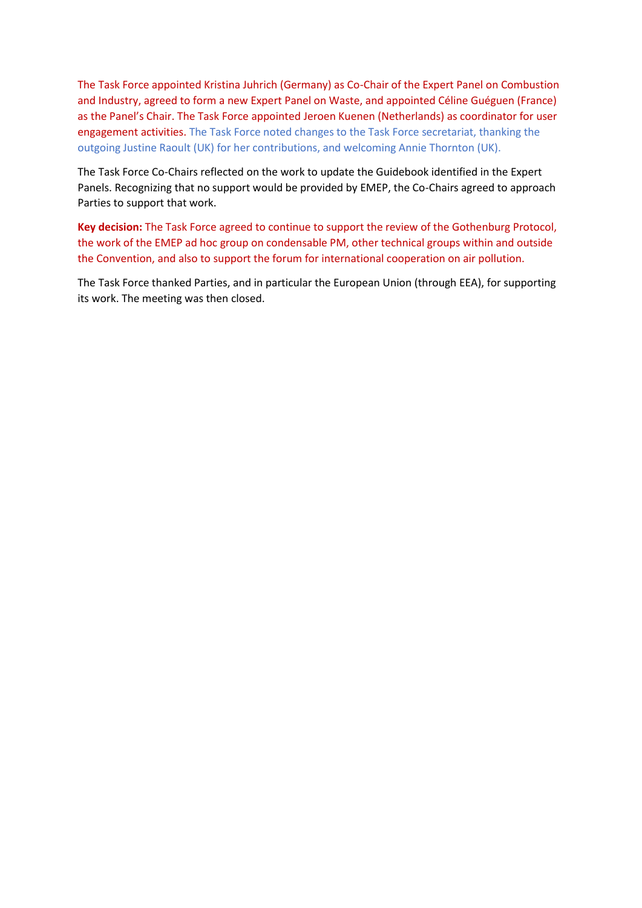The Task Force appointed Kristina Juhrich (Germany) as Co-Chair of the Expert Panel on Combustion and Industry, agreed to form a new Expert Panel on Waste, and appointed Céline Guéguen (France) as the Panel's Chair. The Task Force appointed Jeroen Kuenen (Netherlands) as coordinator for user engagement activities. The Task Force noted changes to the Task Force secretariat, thanking the outgoing Justine Raoult (UK) for her contributions, and welcoming Annie Thornton (UK).

The Task Force Co-Chairs reflected on the work to update the Guidebook identified in the Expert Panels. Recognizing that no support would be provided by EMEP, the Co-Chairs agreed to approach Parties to support that work.

**Key decision:** The Task Force agreed to continue to support the review of the Gothenburg Protocol, the work of the EMEP ad hoc group on condensable PM, other technical groups within and outside the Convention, and also to support the forum for international cooperation on air pollution.

The Task Force thanked Parties, and in particular the European Union (through EEA), for supporting its work. The meeting was then closed.